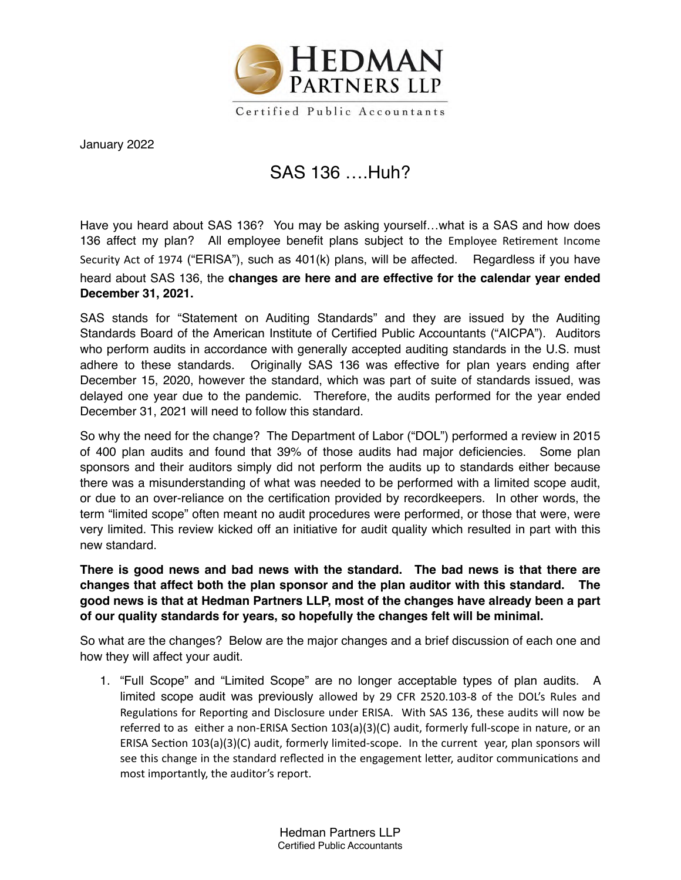January 2022

# SAS 136 ….Huh?

Have you heard about SAS 136? You may be asking yourself…what is a SAS and how does 136 affect my plan? All employee benefit plans subject to the Employee Retirement Income Security Act of 1974 ("ERISA"), such as 401(k) plans, will be affected. Regardless if you have heard about SAS 136, the **changes are here and are effective for the calendar year ended December 31, 2021.**

SAS stands for "Statement on Auditing Standards" and they are issued by the Auditing Standards Board of the American Institute of Certified Public Accountants ("AICPA"). Auditors who perform audits in accordance with generally accepted auditing standards in the U.S. must adhere to these standards. Originally SAS 136 was effective for plan years ending after December 15, 2020, however the standard, which was part of suite of standards issued, was delayed one year due to the pandemic. Therefore, the audits performed for the year ended December 31, 2021 will need to follow this standard.

So why the need for the change? The Department of Labor ("DOL") performed a review in 2015 of 400 plan audits and found that 39% of those audits had major deficiencies. Some plan sponsors and their auditors simply did not perform the audits up to standards either because there was a misunderstanding of what was needed to be performed with a limited scope audit, or due to an over-reliance on the certification provided by recordkeepers. In other words, the term "limited scope" often meant no audit procedures were performed, or those that were, were very limited. This review kicked off an initiative for audit quality which resulted in part with this new standard.

**There is good news and bad news with the standard. The bad news is that there are changes that affect both the plan sponsor and the plan auditor with this standard. The good news is that at Hedman Partners LLP, most of the changes have already been a part of our quality standards for years, so hopefully the changes felt will be minimal.**

So what are the changes? Below are the major changes and a brief discussion of each one and how they will affect your audit.

1. "Full Scope" and "Limited Scope" are no longer acceptable types of plan audits. A limited scope audit was previously allowed by 29 CFR 2520.103-8 of the DOL's Rules and Regulations for Reporting and Disclosure under ERISA. With SAS 136, these audits will now be referred to as either a non-ERISA Section 103(a)(3)(C) audit, formerly full-scope in nature, or an ERISA Section 103(a)(3)(C) audit, formerly limited-scope. In the current year, plan sponsors will see this change in the standard reflected in the engagement letter, auditor communications and most importantly, the auditor's report.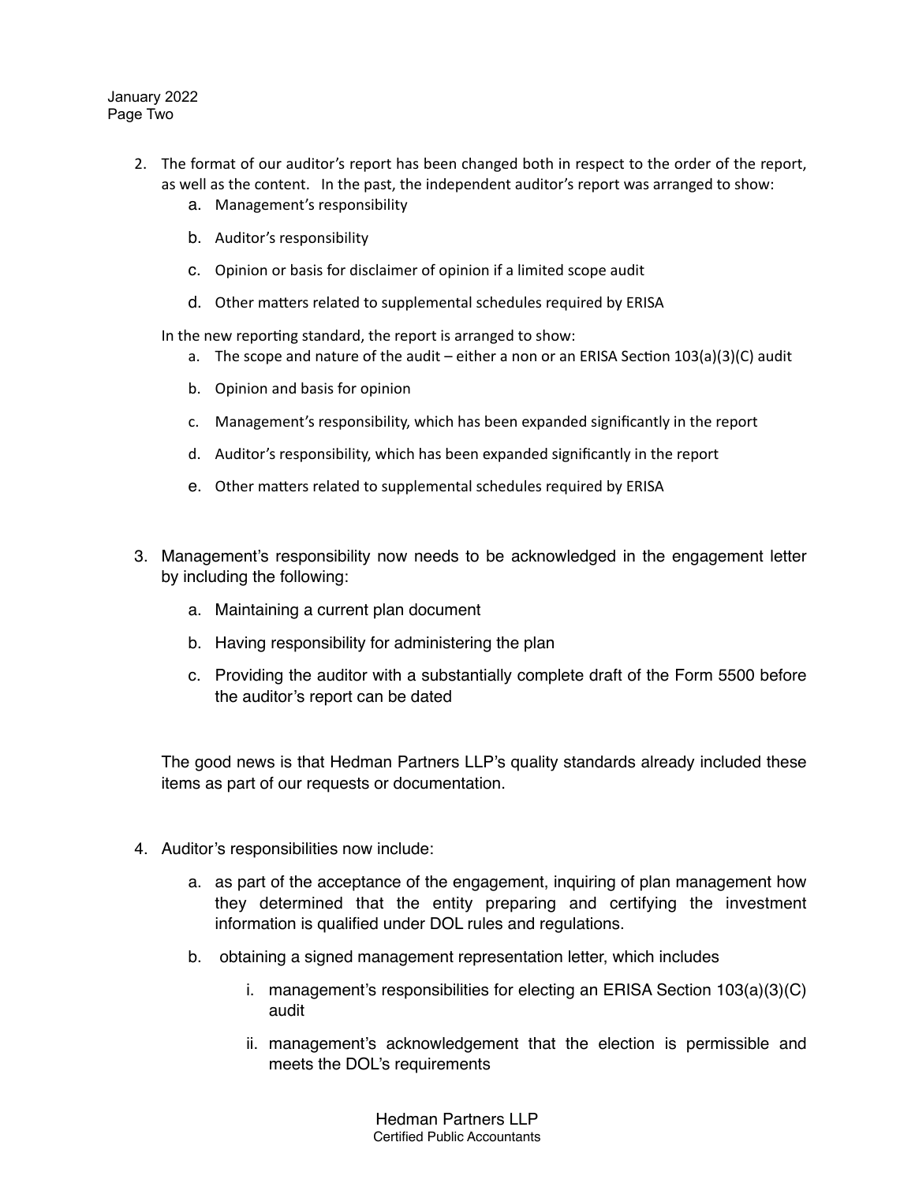2. The format of our auditor's report has been changed both in respect to the order of the report, as well as the content. In the past, the independent auditor's report was arranged to show:
    a. Management's responsibility
    b. Auditor's responsibility
    c. Opinion or basis for disclaimer of opinion if a limited scope audit
    d. Other matters related to supplemental schedules required by ERISA

    In the new reporting standard, the report is arranged to show:
    a. The scope and nature of the audit – either a non or an ERISA Section 103(a)(3)(C) audit
    b. Opinion and basis for opinion
    c. Management's responsibility, which has been expanded significantly in the report
    d. Auditor's responsibility, which has been expanded significantly in the report
    e. Other matters related to supplemental schedules required by ERISA

3. Management's responsibility now needs to be acknowledged in the engagement letter by including the following:
    a. Maintaining a current plan document
    b. Having responsibility for administering the plan
    c. Providing the auditor with a substantially complete draft of the Form 5500 before the auditor's report can be dated

    The good news is that Hedman Partners LLP's quality standards already included these items as part of our requests or documentation.

4. Auditor's responsibilities now include:
    a. as part of the acceptance of the engagement, inquiring of plan management how they determined that the entity preparing and certifying the investment information is qualified under DOL rules and regulations.
    b. obtaining a signed management representation letter, which includes
        i. management's responsibilities for electing an ERISA Section 103(a)(3)(C) audit
        ii. management's acknowledgement that the election is permissible and meets the DOL's requirements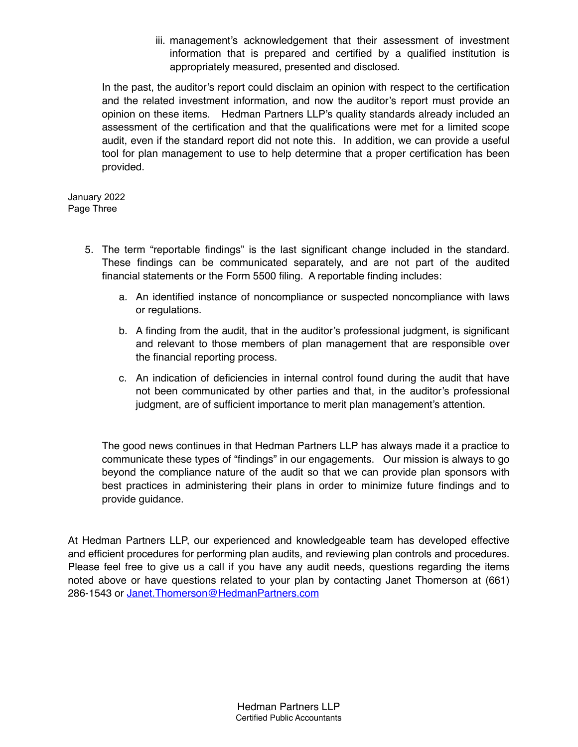iii. management's acknowledgement that their assessment of investment information that is prepared and certified by a qualified institution is appropriately measured, presented and disclosed.

In the past, the auditor's report could disclaim an opinion with respect to the certification and the related investment information, and now the auditor's report must provide an opinion on these items. Hedman Partners LLP's quality standards already included an assessment of the certification and that the qualifications were met for a limited scope audit, even if the standard report did not note this. In addition, we can provide a useful tool for plan management to use to help determine that a proper certification has been provided.

5. The term "reportable findings" is the last significant change included in the standard. These findings can be communicated separately, and are not part of the audited financial statements or the Form 5500 filing. A reportable finding includes:

   a. An identified instance of noncompliance or suspected noncompliance with laws or regulations.

   b. A finding from the audit, that in the auditor's professional judgment, is significant and relevant to those members of plan management that are responsible over the financial reporting process.

   c. An indication of deficiencies in internal control found during the audit that have not been communicated by other parties and that, in the auditor's professional judgment, are of sufficient importance to merit plan management's attention.

   The good news continues in that Hedman Partners LLP has always made it a practice to communicate these types of "findings" in our engagements. Our mission is always to go beyond the compliance nature of the audit so that we can provide plan sponsors with best practices in administering their plans in order to minimize future findings and to provide guidance.

At Hedman Partners LLP, our experienced and knowledgeable team has developed effective and efficient procedures for performing plan audits, and reviewing plan controls and procedures. Please feel free to give us a call if you have any audit needs, questions regarding the items noted above or have questions related to your plan by contacting Janet Thomerson at (661) 286-1543 or [Janet.Thomerson@HedmanPartners.com](mailto:Janet.Thomerson@HedmanPartners.com)